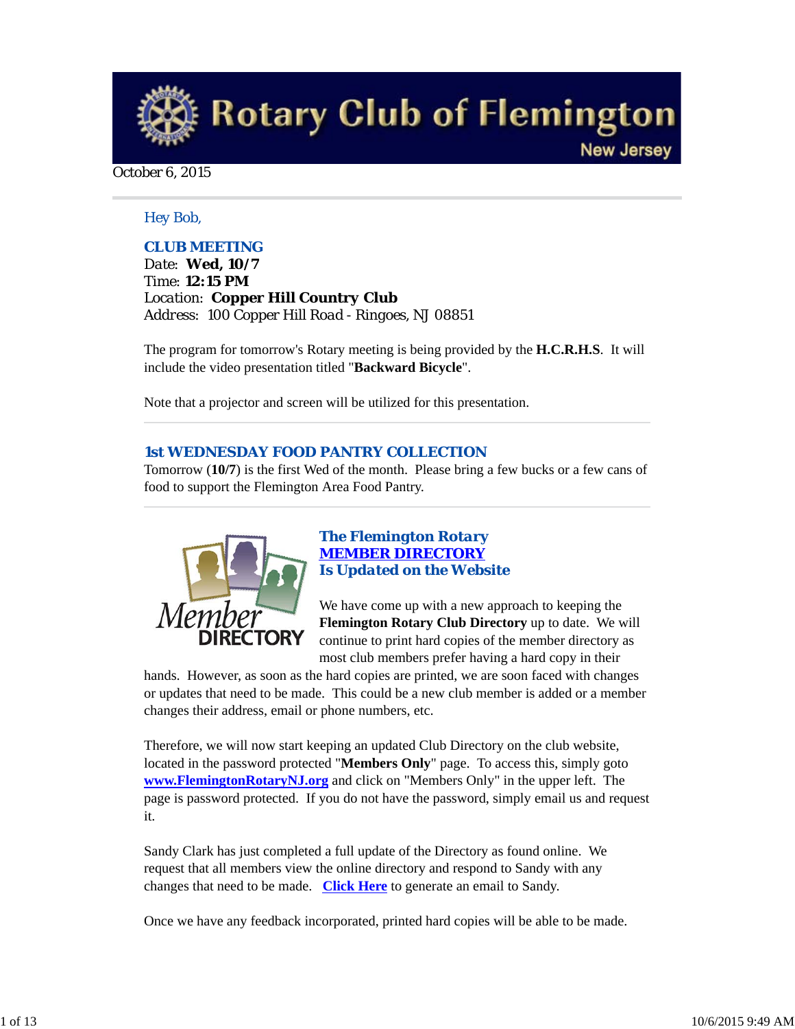# Rotary Club of Flemington

New Jersey

October 6, 2015

Hey Bob,

### CLUB MEETING

Date: **Wed, 10/7**
Time: **12:15 PM**
Location: **Copper Hill Country Club**
Address: 100 Copper Hill Road - Ringoes, NJ 08851

The program for tomorrow's Rotary meeting is being provided by the **H.C.R.H.S**. It will include the video presentation titled "**Backward Bicycle**".

Note that a projector and screen will be utilized for this presentation.

---

### 1st WEDNESDAY FOOD PANTRY COLLECTION

Tomorrow (**10/7**) is the first Wed of the month. Please bring a few bucks or a few cans of food to support the Flemington Area Food Pantry.

---

### The Flemington Rotary MEMBER DIRECTORY Is Updated on the Website

We have come up with a new approach to keeping the **Flemington Rotary Club Directory** up to date. We will continue to print hard copies of the member directory as most club members prefer having a hard copy in their hands. However, as soon as the hard copies are printed, we are soon faced with changes or updates that need to be made. This could be a new club member is added or a member changes their address, email or phone numbers, etc.

Therefore, we will now start keeping an updated Club Directory on the club website, located in the password protected "**Members Only**" page. To access this, simply goto **www.FlemingtonRotaryNJ.org** and click on "Members Only" in the upper left. The page is password protected. If you do not have the password, simply email us and request it.

Sandy Clark has just completed a full update of the Directory as found online. We request that all members view the online directory and respond to Sandy with any changes that need to be made. **Click Here** to generate an email to Sandy.

Once we have any feedback incorporated, printed hard copies will be able to be made.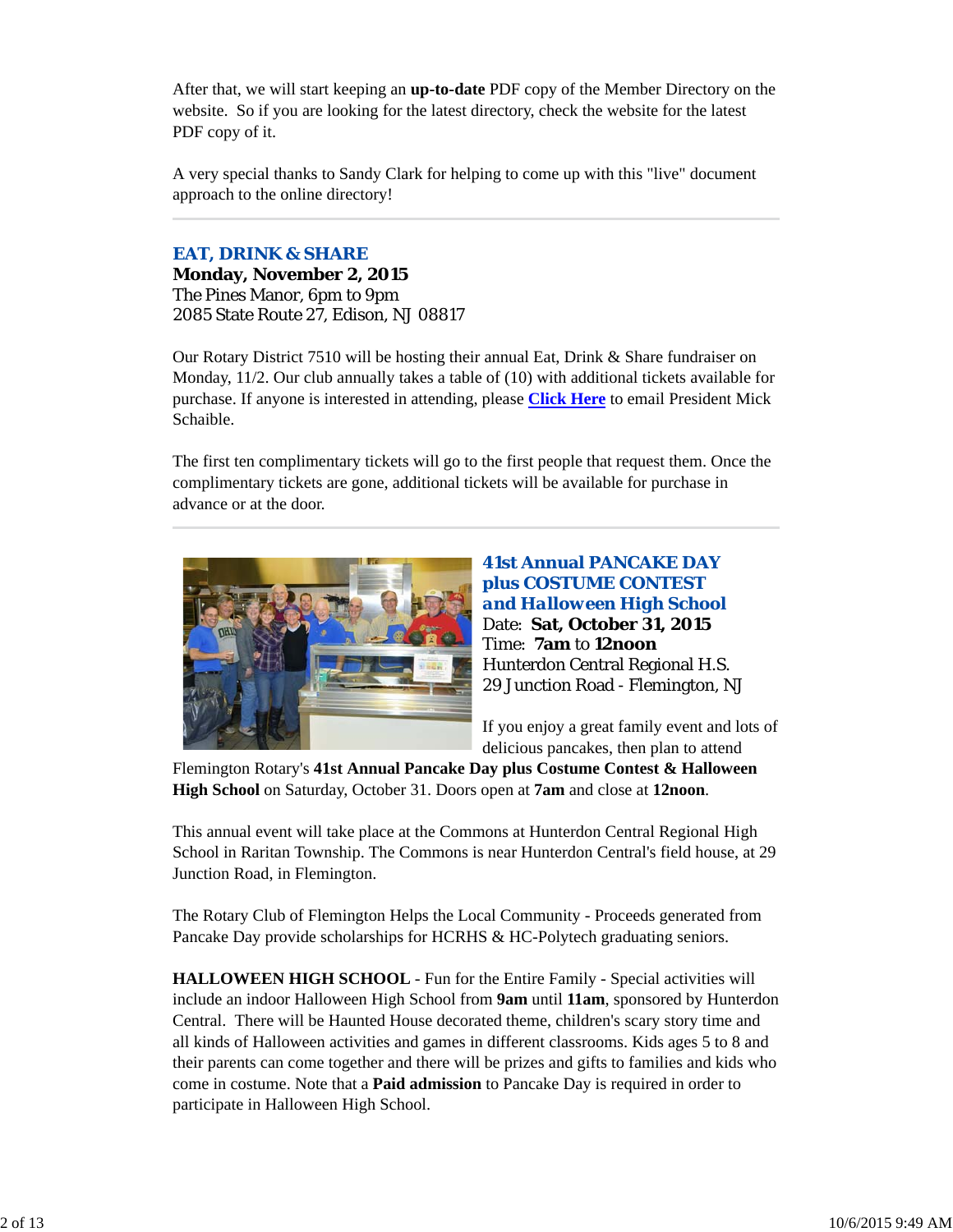After that, we will start keeping an **up-to-date** PDF copy of the Member Directory on the website. So if you are looking for the latest directory, check the website for the latest PDF copy of it.

A very special thanks to Sandy Clark for helping to come up with this "live" document approach to the online directory!

---

## EAT, DRINK & SHARE

**Monday, November 2, 2015**
The Pines Manor, 6pm to 9pm
2085 State Route 27, Edison, NJ 08817

Our Rotary District 7510 will be hosting their annual Eat, Drink & Share fundraiser on Monday, 11/2. Our club annually takes a table of (10) with additional tickets available for purchase. If anyone is interested in attending, please **Click Here** to email President Mick Schaible.

The first ten complimentary tickets will go to the first people that request them. Once the complimentary tickets are gone, additional tickets will be available for purchase in advance or at the door.

---

## 41st Annual PANCAKE DAY plus COSTUME CONTEST and Halloween High School

Date: **Sat, October 31, 2015**
Time: **7am** to **12noon**
Hunterdon Central Regional H.S.
29 Junction Road - Flemington, NJ

If you enjoy a great family event and lots of delicious pancakes, then plan to attend Flemington Rotary's **41st Annual Pancake Day plus Costume Contest & Halloween High School** on Saturday, October 31. Doors open at **7am** and close at **12noon**.

This annual event will take place at the Commons at Hunterdon Central Regional High School in Raritan Township. The Commons is near Hunterdon Central's field house, at 29 Junction Road, in Flemington.

The Rotary Club of Flemington Helps the Local Community - Proceeds generated from Pancake Day provide scholarships for HCRHS & HC-Polytech graduating seniors.

**HALLOWEEN HIGH SCHOOL** - Fun for the Entire Family - Special activities will include an indoor Halloween High School from **9am** until **11am**, sponsored by Hunterdon Central. There will be Haunted House decorated theme, children's scary story time and all kinds of Halloween activities and games in different classrooms. Kids ages 5 to 8 and their parents can come together and there will be prizes and gifts to families and kids who come in costume. Note that a **Paid admission** to Pancake Day is required in order to participate in Halloween High School.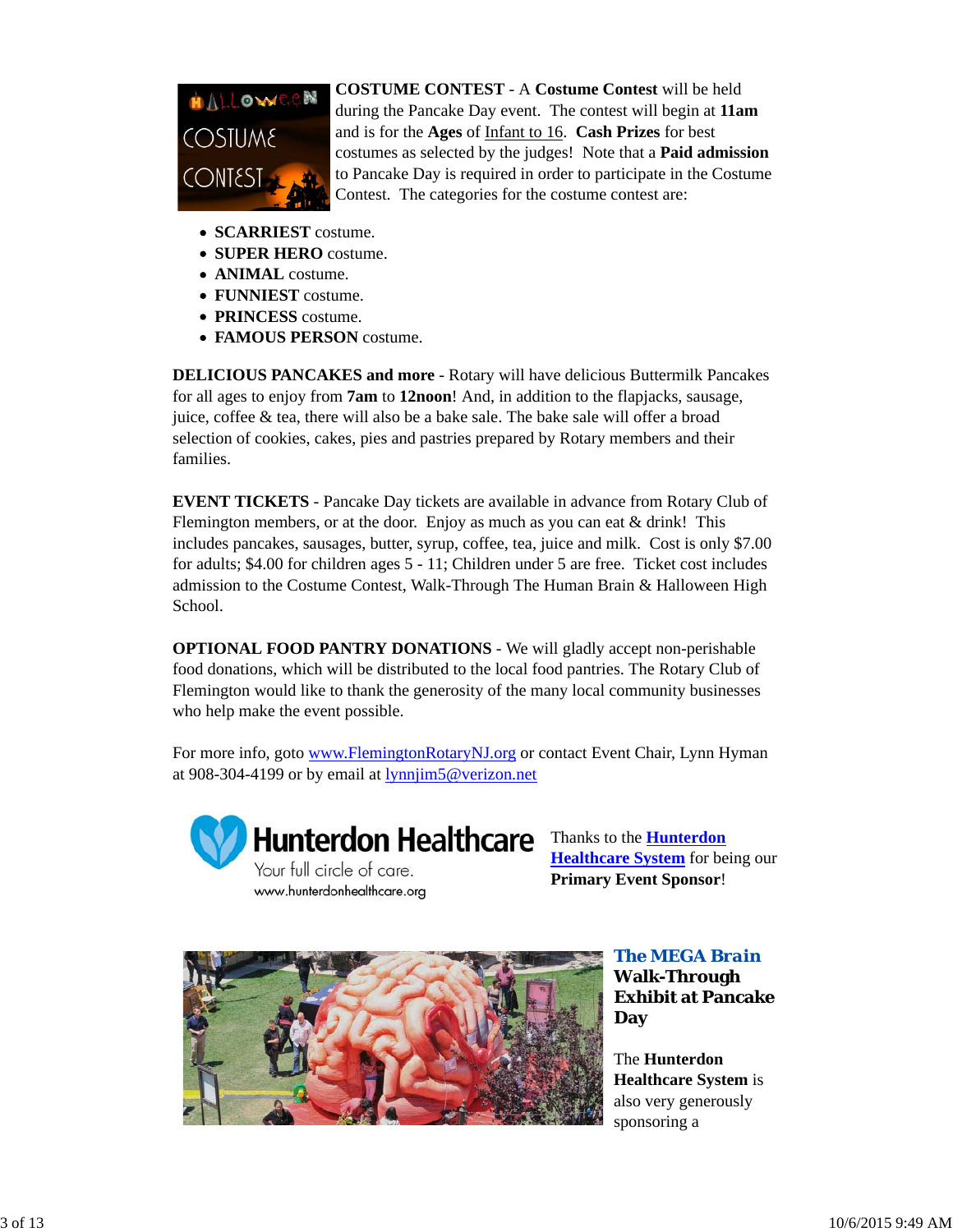**COSTUME CONTEST** - A **Costume Contest** will be held during the Pancake Day event. The contest will begin at **11am** and is for the **Ages** of Infant to 16. **Cash Prizes** for best costumes as selected by the judges! Note that a **Paid admission** to Pancake Day is required in order to participate in the Costume Contest. The categories for the costume contest are:

- **SCARRIEST** costume.
- **SUPER HERO** costume.
- **ANIMAL** costume.
- **FUNNIEST** costume.
- **PRINCESS** costume.
- **FAMOUS PERSON** costume.

**DELICIOUS PANCAKES and more** - Rotary will have delicious Buttermilk Pancakes for all ages to enjoy from **7am** to **12noon**! And, in addition to the flapjacks, sausage, juice, coffee & tea, there will also be a bake sale. The bake sale will offer a broad selection of cookies, cakes, pies and pastries prepared by Rotary members and their families.

**EVENT TICKETS** - Pancake Day tickets are available in advance from Rotary Club of Flemington members, or at the door. Enjoy as much as you can eat & drink! This includes pancakes, sausages, butter, syrup, coffee, tea, juice and milk. Cost is only $7.00 for adults; $4.00 for children ages 5 - 11; Children under 5 are free. Ticket cost includes admission to the Costume Contest, Walk-Through The Human Brain & Halloween High School.

**OPTIONAL FOOD PANTRY DONATIONS** - We will gladly accept non-perishable food donations, which will be distributed to the local food pantries. The Rotary Club of Flemington would like to thank the generosity of the many local community businesses who help make the event possible.

For more info, goto www.FlemingtonRotaryNJ.org or contact Event Chair, Lynn Hyman at 908-304-4199 or by email at lynnjim5@verizon.net

Thanks to the **Hunterdon Healthcare System** for being our **Primary Event Sponsor**!

### *The MEGA Brain* Walk-Through Exhibit at Pancake Day

The **Hunterdon Healthcare System** is also very generously sponsoring a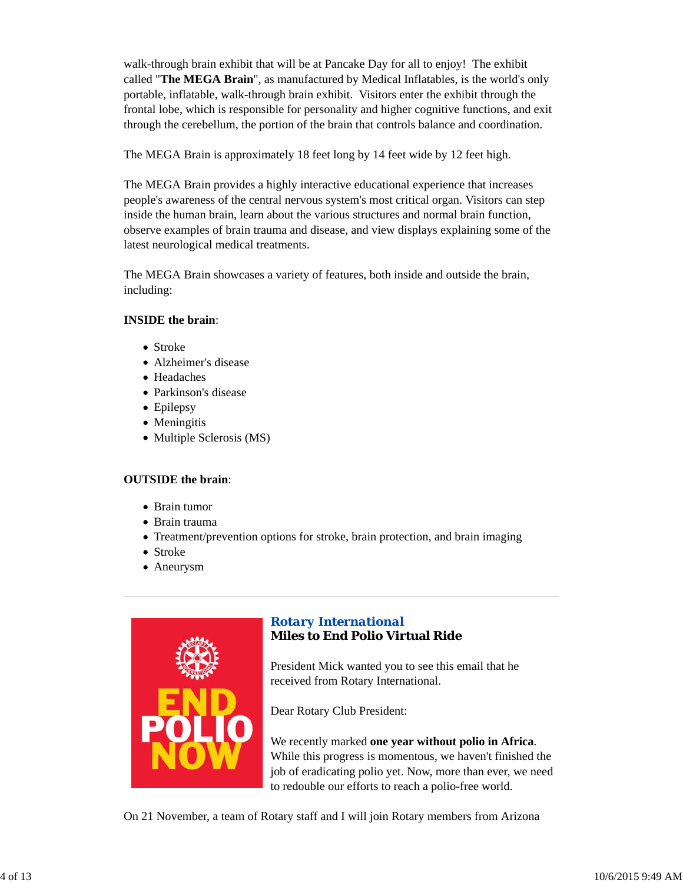walk-through brain exhibit that will be at Pancake Day for all to enjoy! The exhibit called "**The MEGA Brain**", as manufactured by Medical Inflatables, is the world's only portable, inflatable, walk-through brain exhibit. Visitors enter the exhibit through the frontal lobe, which is responsible for personality and higher cognitive functions, and exit through the cerebellum, the portion of the brain that controls balance and coordination.

The MEGA Brain is approximately 18 feet long by 14 feet wide by 12 feet high.

The MEGA Brain provides a highly interactive educational experience that increases people's awareness of the central nervous system's most critical organ. Visitors can step inside the human brain, learn about the various structures and normal brain function, observe examples of brain trauma and disease, and view displays explaining some of the latest neurological medical treatments.

The MEGA Brain showcases a variety of features, both inside and outside the brain, including:

**INSIDE the brain**:

- Stroke
- Alzheimer's disease
- Headaches
- Parkinson's disease
- Epilepsy
- Meningitis
- Multiple Sclerosis (MS)

**OUTSIDE the brain**:

- Brain tumor
- Brain trauma
- Treatment/prevention options for stroke, brain protection, and brain imaging
- Stroke
- Aneurysm

---

## Rotary International
### Miles to End Polio Virtual Ride

President Mick wanted you to see this email that he received from Rotary International.

Dear Rotary Club President:

We recently marked **one year without polio in Africa**. While this progress is momentous, we haven't finished the job of eradicating polio yet. Now, more than ever, we need to redouble our efforts to reach a polio-free world.

On 21 November, a team of Rotary staff and I will join Rotary members from Arizona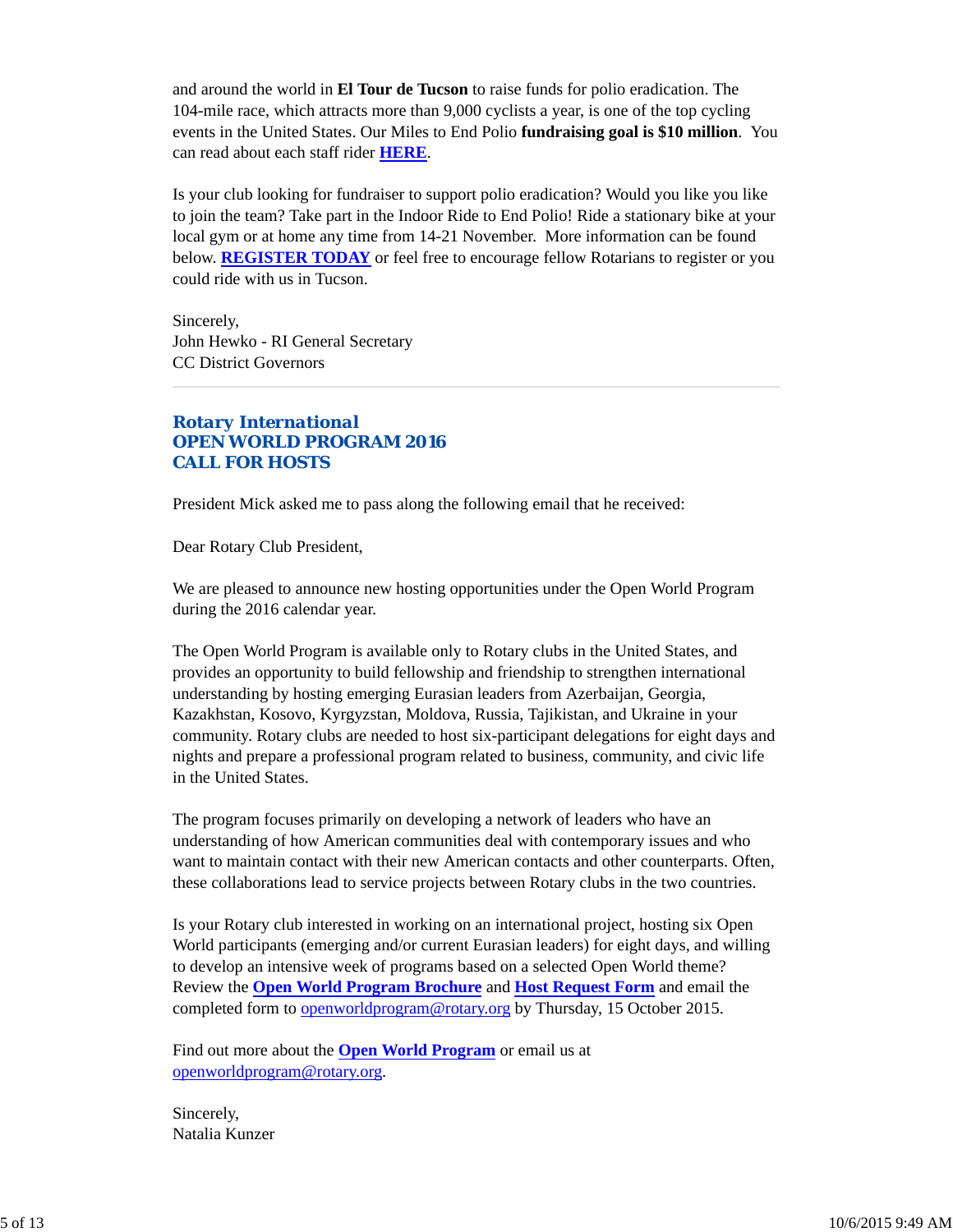and around the world in **El Tour de Tucson** to raise funds for polio eradication. The 104-mile race, which attracts more than 9,000 cyclists a year, is one of the top cycling events in the United States. Our Miles to End Polio **fundraising goal is $10 million**. You can read about each staff rider **HERE**.

Is your club looking for fundraiser to support polio eradication? Would you like you like to join the team? Take part in the Indoor Ride to End Polio! Ride a stationary bike at your local gym or at home any time from 14-21 November. More information can be found below. **REGISTER TODAY** or feel free to encourage fellow Rotarians to register or you could ride with us in Tucson.

Sincerely,
John Hewko - RI General Secretary
CC District Governors

---

## Rotary International
## OPEN WORLD PROGRAM 2016
## CALL FOR HOSTS

President Mick asked me to pass along the following email that he received:

Dear Rotary Club President,

We are pleased to announce new hosting opportunities under the Open World Program during the 2016 calendar year.

The Open World Program is available only to Rotary clubs in the United States, and provides an opportunity to build fellowship and friendship to strengthen international understanding by hosting emerging Eurasian leaders from Azerbaijan, Georgia, Kazakhstan, Kosovo, Kyrgyzstan, Moldova, Russia, Tajikistan, and Ukraine in your community. Rotary clubs are needed to host six-participant delegations for eight days and nights and prepare a professional program related to business, community, and civic life in the United States.

The program focuses primarily on developing a network of leaders who have an understanding of how American communities deal with contemporary issues and who want to maintain contact with their new American contacts and other counterparts. Often, these collaborations lead to service projects between Rotary clubs in the two countries.

Is your Rotary club interested in working on an international project, hosting six Open World participants (emerging and/or current Eurasian leaders) for eight days, and willing to develop an intensive week of programs based on a selected Open World theme? Review the **Open World Program Brochure** and **Host Request Form** and email the completed form to openworldprogram@rotary.org by Thursday, 15 October 2015.

Find out more about the **Open World Program** or email us at openworldprogram@rotary.org.

Sincerely,
Natalia Kunzer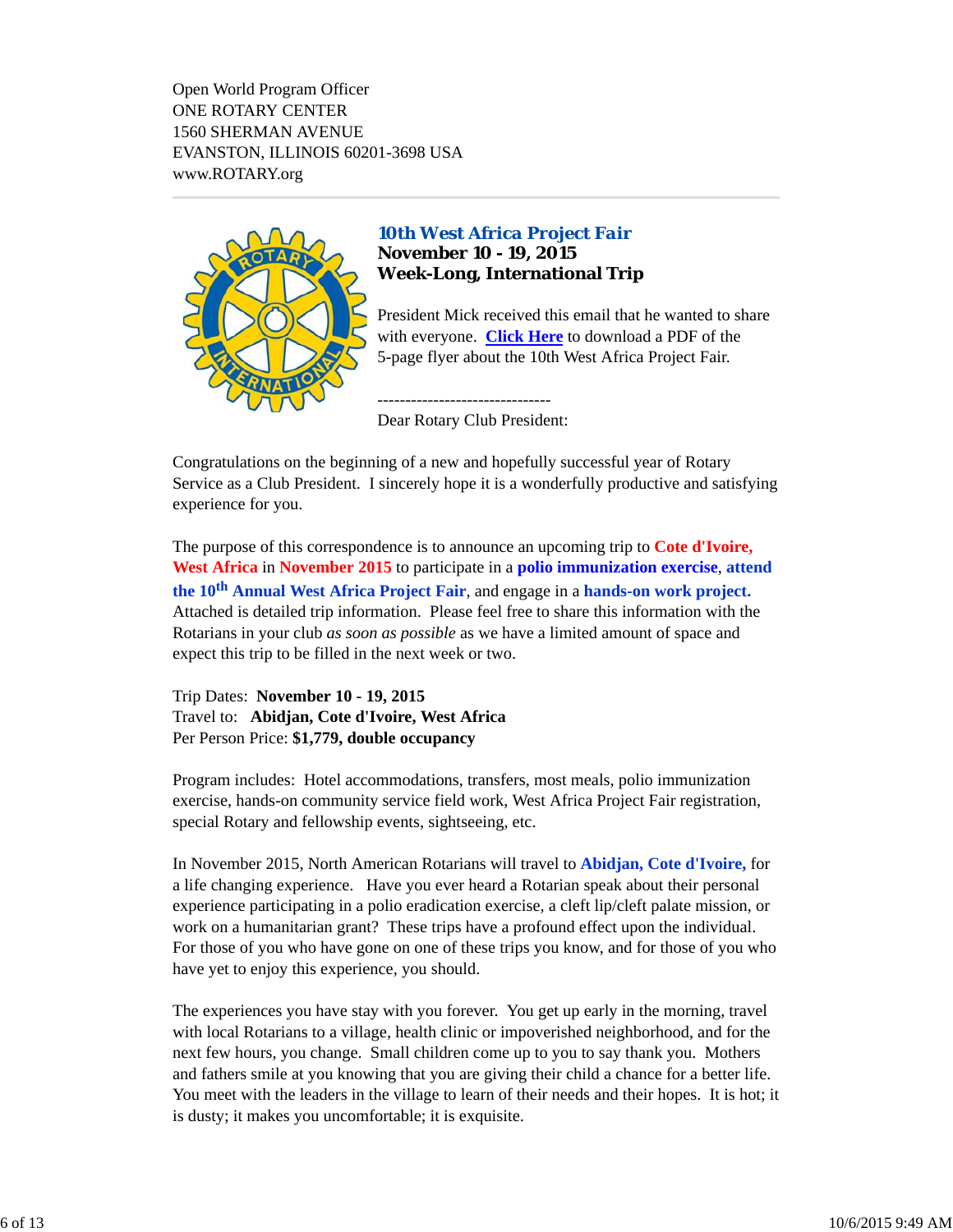Open World Program Officer
ONE ROTARY CENTER
1560 SHERMAN AVENUE
EVANSTON, ILLINOIS 60201-3698 USA
www.ROTARY.org

---

### *10th West Africa Project Fair*
**November 10 - 19, 2015**
**Week-Long, International Trip**

President Mick received this email that he wanted to share with everyone. **Click Here** to download a PDF of the 5-page flyer about the 10th West Africa Project Fair.

-------------------------------
Dear Rotary Club President:

Congratulations on the beginning of a new and hopefully successful year of Rotary Service as a Club President. I sincerely hope it is a wonderfully productive and satisfying experience for you.

The purpose of this correspondence is to announce an upcoming trip to **Cote d'Ivoire, West Africa** in **November 2015** to participate in a **polio immunization exercise**, **attend the 10th Annual West Africa Project Fair**, and engage in a **hands-on work project.** Attached is detailed trip information. Please feel free to share this information with the Rotarians in your club *as soon as possible* as we have a limited amount of space and expect this trip to be filled in the next week or two.

Trip Dates: **November 10 - 19, 2015**
Travel to: **Abidjan, Cote d'Ivoire, West Africa**
Per Person Price: **$1,779, double occupancy**

Program includes: Hotel accommodations, transfers, most meals, polio immunization exercise, hands-on community service field work, West Africa Project Fair registration, special Rotary and fellowship events, sightseeing, etc.

In November 2015, North American Rotarians will travel to **Abidjan, Cote d'Ivoire,** for a life changing experience. Have you ever heard a Rotarian speak about their personal experience participating in a polio eradication exercise, a cleft lip/cleft palate mission, or work on a humanitarian grant? These trips have a profound effect upon the individual. For those of you who have gone on one of these trips you know, and for those of you who have yet to enjoy this experience, you should.

The experiences you have stay with you forever. You get up early in the morning, travel with local Rotarians to a village, health clinic or impoverished neighborhood, and for the next few hours, you change. Small children come up to you to say thank you. Mothers and fathers smile at you knowing that you are giving their child a chance for a better life. You meet with the leaders in the village to learn of their needs and their hopes. It is hot; it is dusty; it makes you uncomfortable; it is exquisite.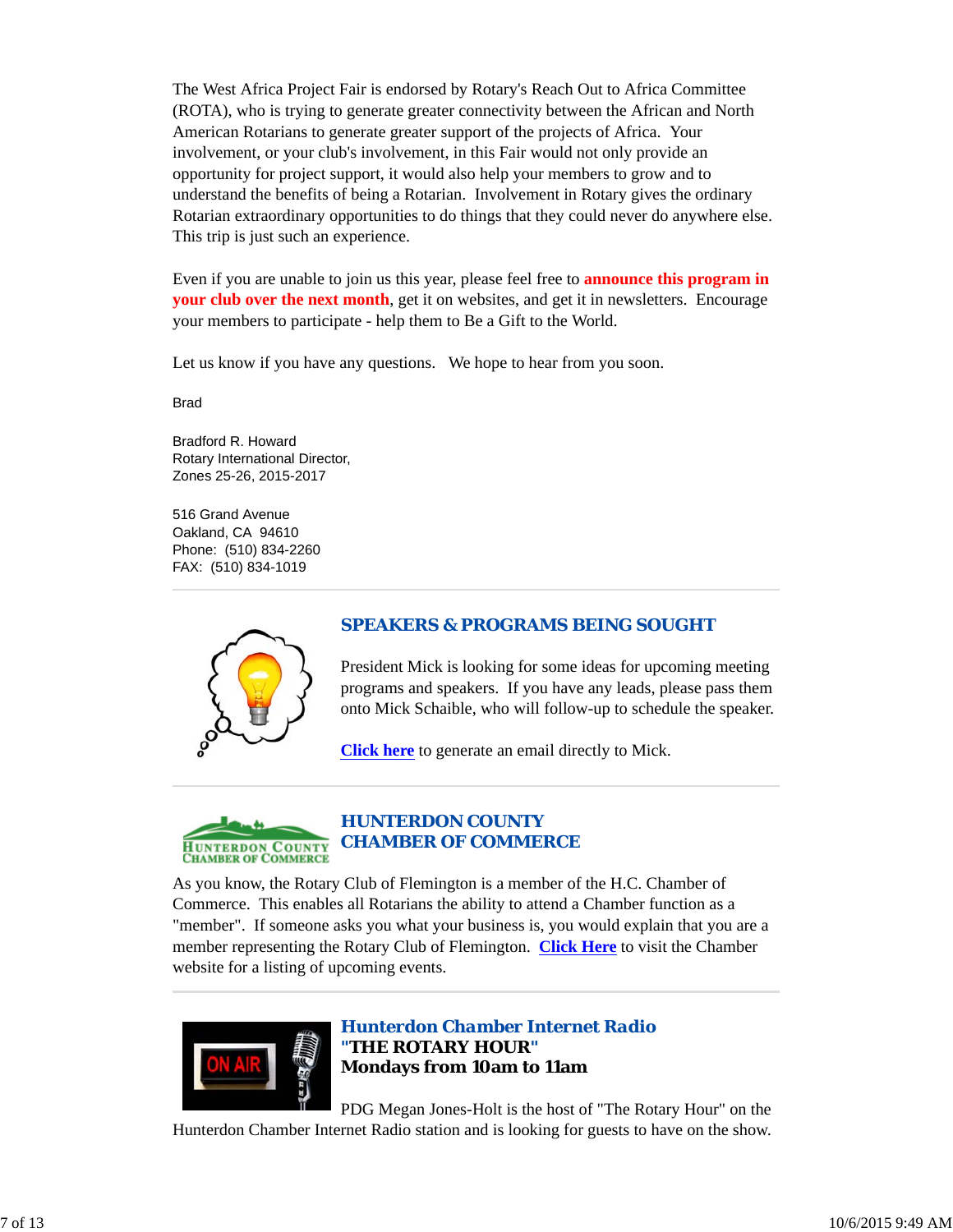The West Africa Project Fair is endorsed by Rotary's Reach Out to Africa Committee (ROTA), who is trying to generate greater connectivity between the African and North American Rotarians to generate greater support of the projects of Africa. Your involvement, or your club's involvement, in this Fair would not only provide an opportunity for project support, it would also help your members to grow and to understand the benefits of being a Rotarian. Involvement in Rotary gives the ordinary Rotarian extraordinary opportunities to do things that they could never do anywhere else. This trip is just such an experience.

Even if you are unable to join us this year, please feel free to **announce this program in your club over the next month**, get it on websites, and get it in newsletters. Encourage your members to participate - help them to Be a Gift to the World.

Let us know if you have any questions. We hope to hear from you soon.

Brad

Bradford R. Howard
Rotary International Director,
Zones 25-26, 2015-2017

516 Grand Avenue
Oakland, CA 94610
Phone: (510) 834-2260
FAX: (510) 834-1019

---

## SPEAKERS & PROGRAMS BEING SOUGHT

President Mick is looking for some ideas for upcoming meeting programs and speakers. If you have any leads, please pass them onto Mick Schaible, who will follow-up to schedule the speaker.

**Click here** to generate an email directly to Mick.

---

## HUNTERDON COUNTY CHAMBER OF COMMERCE

As you know, the Rotary Club of Flemington is a member of the H.C. Chamber of Commerce. This enables all Rotarians the ability to attend a Chamber function as a "member". If someone asks you what your business is, you would explain that you are a member representing the Rotary Club of Flemington. **Click Here** to visit the Chamber website for a listing of upcoming events.

---

## *Hunterdon Chamber Internet Radio*
**"THE ROTARY HOUR"**
**Mondays from 10am to 11am**

PDG Megan Jones-Holt is the host of "The Rotary Hour" on the Hunterdon Chamber Internet Radio station and is looking for guests to have on the show.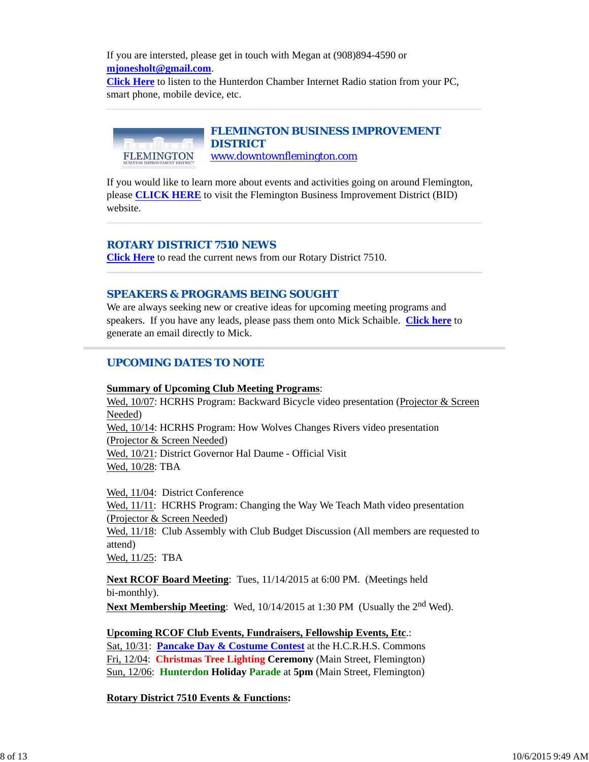If you are intersted, please get in touch with Megan at (908)894-4590 or **mjonesholt@gmail.com**.
**Click Here** to listen to the Hunterdon Chamber Internet Radio station from your PC, smart phone, mobile device, etc.

---

## FLEMINGTON BUSINESS IMPROVEMENT DISTRICT

www.downtownflemington.com

If you would like to learn more about events and activities going on around Flemington, please **CLICK HERE** to visit the Flemington Business Improvement District (BID) website.

---

## ROTARY DISTRICT 7510 NEWS

**Click Here** to read the current news from our Rotary District 7510.

---

## SPEAKERS & PROGRAMS BEING SOUGHT

We are always seeking new or creative ideas for upcoming meeting programs and speakers. If you have any leads, please pass them onto Mick Schaible. **Click here** to generate an email directly to Mick.

---

## UPCOMING DATES TO NOTE

**Summary of Upcoming Club Meeting Programs**:
Wed, 10/07: HCRHS Program: Backward Bicycle video presentation (Projector & Screen Needed)
Wed, 10/14: HCRHS Program: How Wolves Changes Rivers video presentation (Projector & Screen Needed)
Wed, 10/21: District Governor Hal Daume - Official Visit
Wed, 10/28: TBA

Wed, 11/04: District Conference
Wed, 11/11: HCRHS Program: Changing the Way We Teach Math video presentation (Projector & Screen Needed)
Wed, 11/18: Club Assembly with Club Budget Discussion (All members are requested to attend)
Wed, 11/25: TBA

**Next RCOF Board Meeting**: Tues, 11/14/2015 at 6:00 PM. (Meetings held bi-monthly).
**Next Membership Meeting**: Wed, 10/14/2015 at 1:30 PM (Usually the 2nd Wed).

**Upcoming RCOF Club Events, Fundraisers, Fellowship Events, Etc**.:
Sat, 10/31: **Pancake Day & Costume Contest** at the H.C.R.H.S. Commons
Fri, 12/04: **Christmas Tree Lighting Ceremony** (Main Street, Flemington)
Sun, 12/06: **Hunterdon Holiday Parade** at **5pm** (Main Street, Flemington)

**Rotary District 7510 Events & Functions:**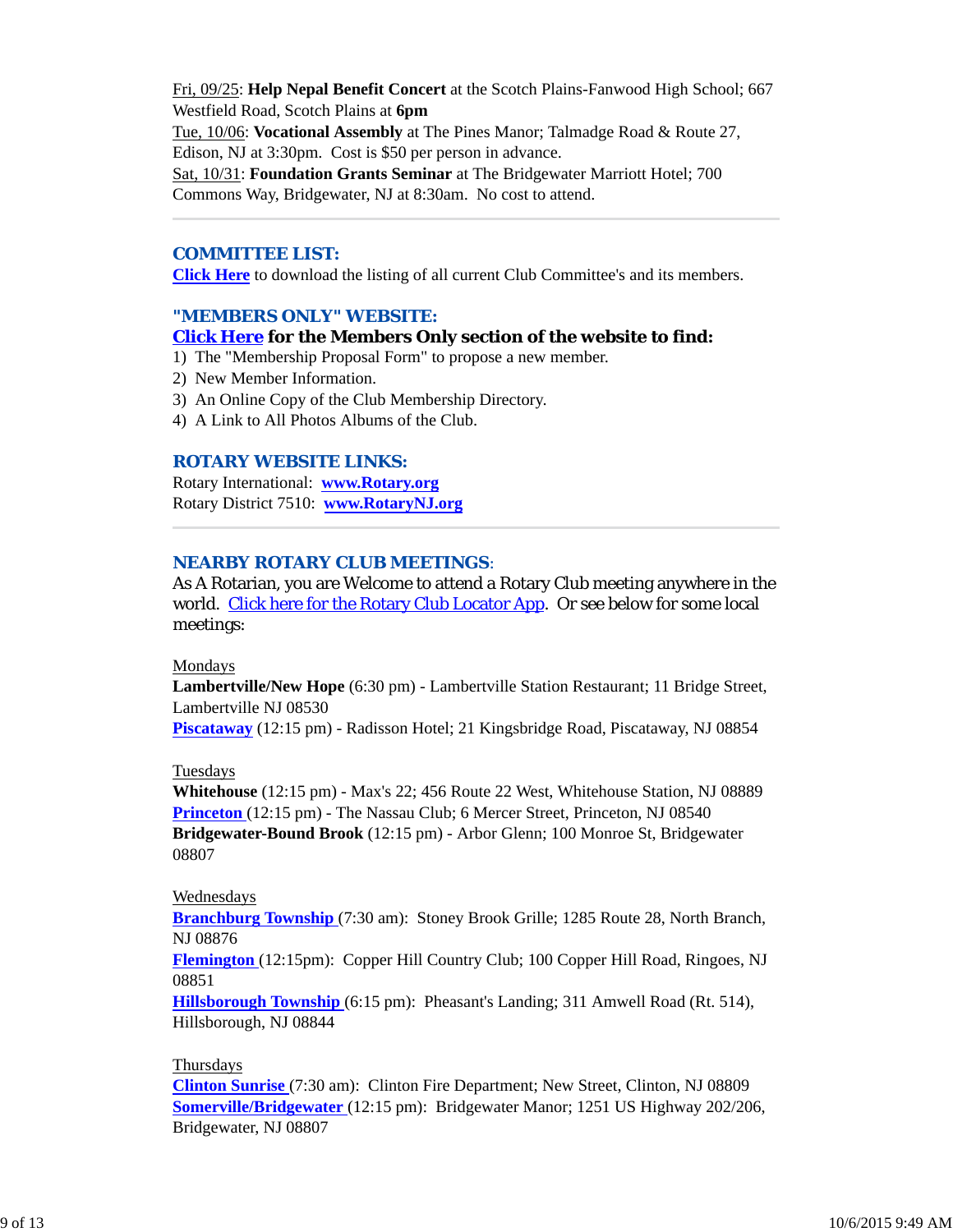Fri, 09/25: **Help Nepal Benefit Concert** at the Scotch Plains-Fanwood High School; 667 Westfield Road, Scotch Plains at **6pm**
Tue, 10/06: **Vocational Assembly** at The Pines Manor; Talmadge Road & Route 27, Edison, NJ at 3:30pm. Cost is $50 per person in advance.
Sat, 10/31: **Foundation Grants Seminar** at The Bridgewater Marriott Hotel; 700 Commons Way, Bridgewater, NJ at 8:30am. No cost to attend.

---

## COMMITTEE LIST:

**Click Here** to download the listing of all current Club Committee's and its members.

## "MEMBERS ONLY" WEBSITE:

**Click Here for the Members Only section of the website to find:**

1) The "Membership Proposal Form" to propose a new member.
2) New Member Information.
3) An Online Copy of the Club Membership Directory.
4) A Link to All Photos Albums of the Club.

## ROTARY WEBSITE LINKS:

Rotary International: **www.Rotary.org**
Rotary District 7510: **www.RotaryNJ.org**

---

## NEARBY ROTARY CLUB MEETINGS:

As A Rotarian, you are Welcome to attend a Rotary Club meeting anywhere in the world. Click here for the Rotary Club Locator App. Or see below for some local meetings:

Mondays
**Lambertville/New Hope** (6:30 pm) - Lambertville Station Restaurant; 11 Bridge Street, Lambertville NJ 08530
**Piscataway** (12:15 pm) - Radisson Hotel; 21 Kingsbridge Road, Piscataway, NJ 08854

Tuesdays
**Whitehouse** (12:15 pm) - Max's 22; 456 Route 22 West, Whitehouse Station, NJ 08889
**Princeton** (12:15 pm) - The Nassau Club; 6 Mercer Street, Princeton, NJ 08540
**Bridgewater-Bound Brook** (12:15 pm) - Arbor Glenn; 100 Monroe St, Bridgewater 08807

Wednesdays
**Branchburg Township** (7:30 am): Stoney Brook Grille; 1285 Route 28, North Branch, NJ 08876
**Flemington** (12:15pm): Copper Hill Country Club; 100 Copper Hill Road, Ringoes, NJ 08851
**Hillsborough Township** (6:15 pm): Pheasant's Landing; 311 Amwell Road (Rt. 514), Hillsborough, NJ 08844

Thursdays
**Clinton Sunrise** (7:30 am): Clinton Fire Department; New Street, Clinton, NJ 08809
**Somerville/Bridgewater** (12:15 pm): Bridgewater Manor; 1251 US Highway 202/206, Bridgewater, NJ 08807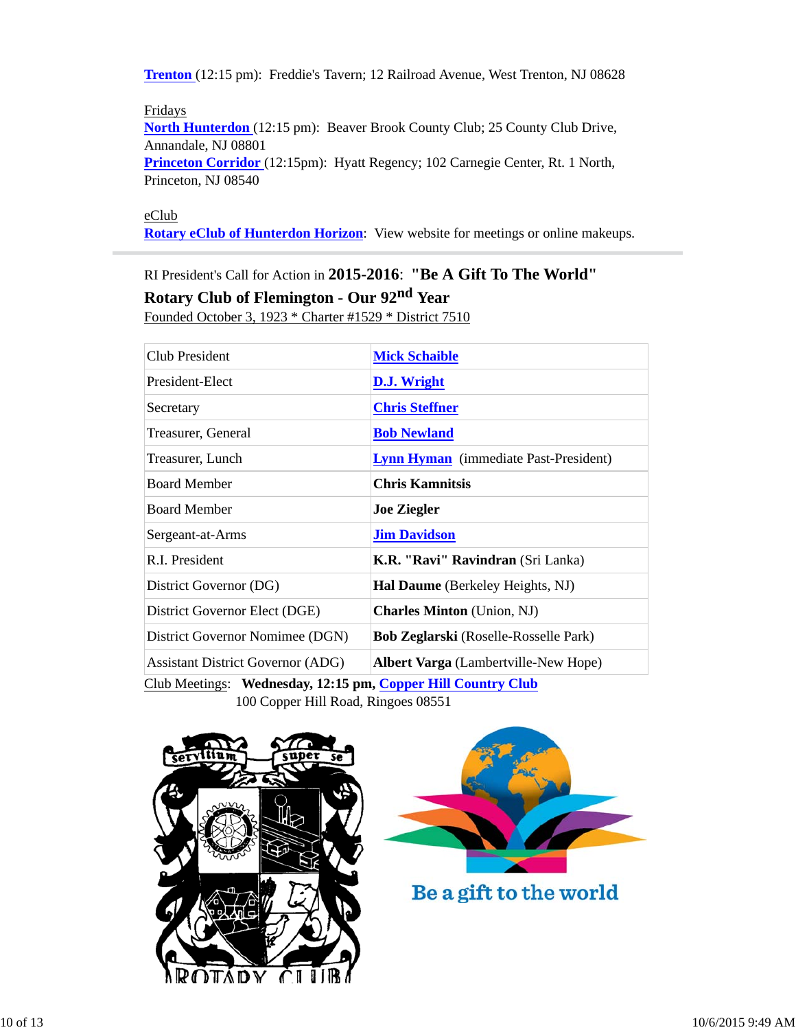**Trenton** (12:15 pm): Freddie's Tavern; 12 Railroad Avenue, West Trenton, NJ 08628

Fridays
**North Hunterdon** (12:15 pm): Beaver Brook County Club; 25 County Club Drive, Annandale, NJ 08801
**Princeton Corridor** (12:15pm): Hyatt Regency; 102 Carnegie Center, Rt. 1 North, Princeton, NJ 08540

eClub
**Rotary eClub of Hunterdon Horizon**: View website for meetings or online makeups.

---

RI President's Call for Action in **2015-2016**: **"Be A Gift To The World"**

**Rotary Club of Flemington - Our 92nd Year**

Founded October 3, 1923 * Charter #1529 * District 7510

| | |
|---|---|
| Club President | **Mick Schaible** |
| President-Elect | **D.J. Wright** |
| Secretary | **Chris Steffner** |
| Treasurer, General | **Bob Newland** |
| Treasurer, Lunch | **Lynn Hyman** (immediate Past-President) |
| Board Member | **Chris Kamnitsis** |
| Board Member | **Joe Ziegler** |
| Sergeant-at-Arms | **Jim Davidson** |
| R.I. President | **K.R. "Ravi" Ravindran** (Sri Lanka) |
| District Governor (DG) | **Hal Daume** (Berkeley Heights, NJ) |
| District Governor Elect (DGE) | **Charles Minton** (Union, NJ) |
| District Governor Nomimee (DGN) | **Bob Zeglarski** (Roselle-Rosselle Park) |
| Assistant District Governor (ADG) | **Albert Varga** (Lambertville-New Hope) |

Club Meetings: **Wednesday, 12:15 pm, Copper Hill Country Club**
100 Copper Hill Road, Ringoes 08551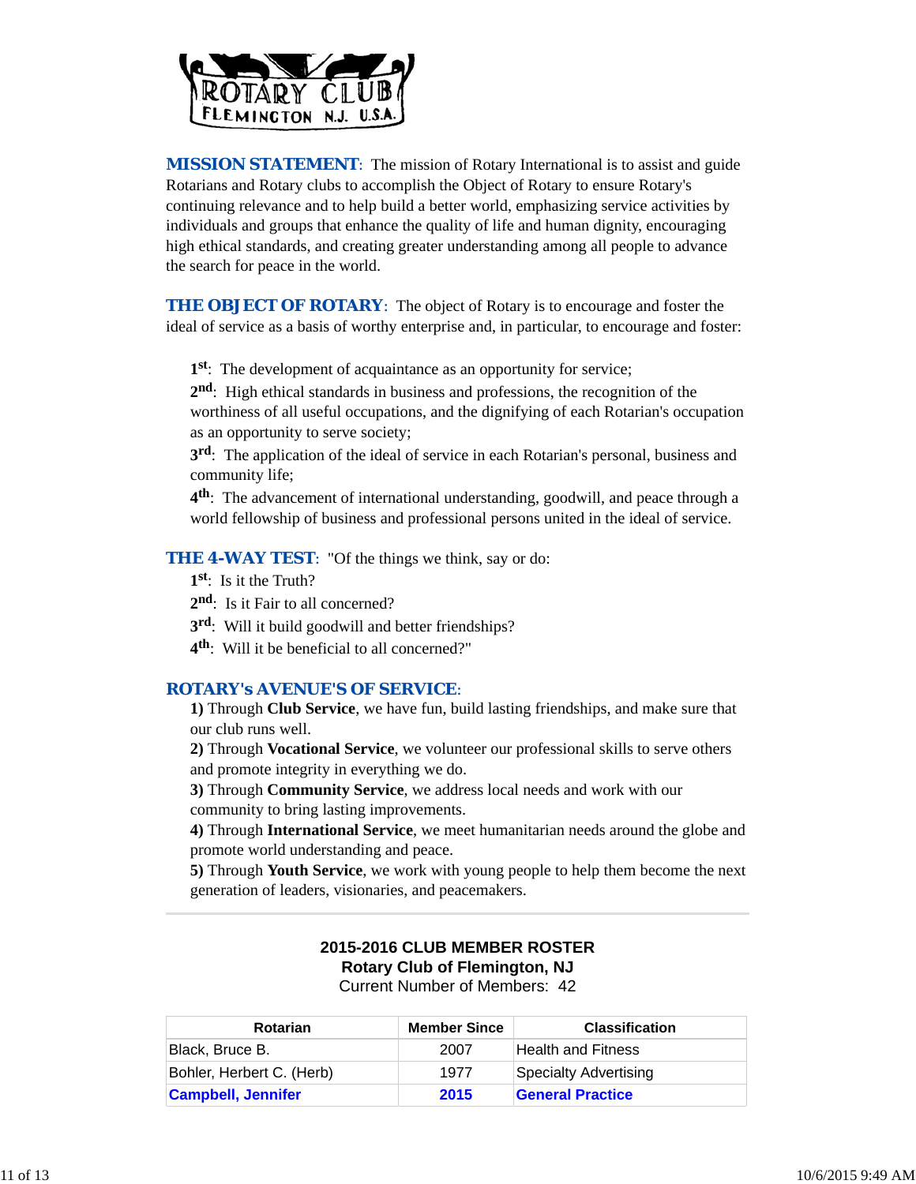ROTARY CLUB
FLEMINGTON N.J. U.S.A.

**MISSION STATEMENT**: The mission of Rotary International is to assist and guide Rotarians and Rotary clubs to accomplish the Object of Rotary to ensure Rotary's continuing relevance and to help build a better world, emphasizing service activities by individuals and groups that enhance the quality of life and human dignity, encouraging high ethical standards, and creating greater understanding among all people to advance the search for peace in the world.

**THE OBJECT OF ROTARY**: The object of Rotary is to encourage and foster the ideal of service as a basis of worthy enterprise and, in particular, to encourage and foster:

**1st**: The development of acquaintance as an opportunity for service;
**2nd**: High ethical standards in business and professions, the recognition of the worthiness of all useful occupations, and the dignifying of each Rotarian's occupation as an opportunity to serve society;
**3rd**: The application of the ideal of service in each Rotarian's personal, business and community life;
**4th**: The advancement of international understanding, goodwill, and peace through a world fellowship of business and professional persons united in the ideal of service.

**THE 4-WAY TEST**: "Of the things we think, say or do:
**1st**: Is it the Truth?
**2nd**: Is it Fair to all concerned?
**3rd**: Will it build goodwill and better friendships?
**4th**: Will it be beneficial to all concerned?"

**ROTARY's AVENUE'S OF SERVICE**:
**1)** Through **Club Service**, we have fun, build lasting friendships, and make sure that our club runs well.
**2)** Through **Vocational Service**, we volunteer our professional skills to serve others and promote integrity in everything we do.
**3)** Through **Community Service**, we address local needs and work with our community to bring lasting improvements.
**4)** Through **International Service**, we meet humanitarian needs around the globe and promote world understanding and peace.
**5)** Through **Youth Service**, we work with young people to help them become the next generation of leaders, visionaries, and peacemakers.

---

**2015-2016 CLUB MEMBER ROSTER**
**Rotary Club of Flemington, NJ**
Current Number of Members: 42

| Rotarian | Member Since | Classification |
|---|---|---|
| Black, Bruce B. | 2007 | Health and Fitness |
| Bohler, Herbert C. (Herb) | 1977 | Specialty Advertising |
| **Campbell, Jennifer** | **2015** | **General Practice** |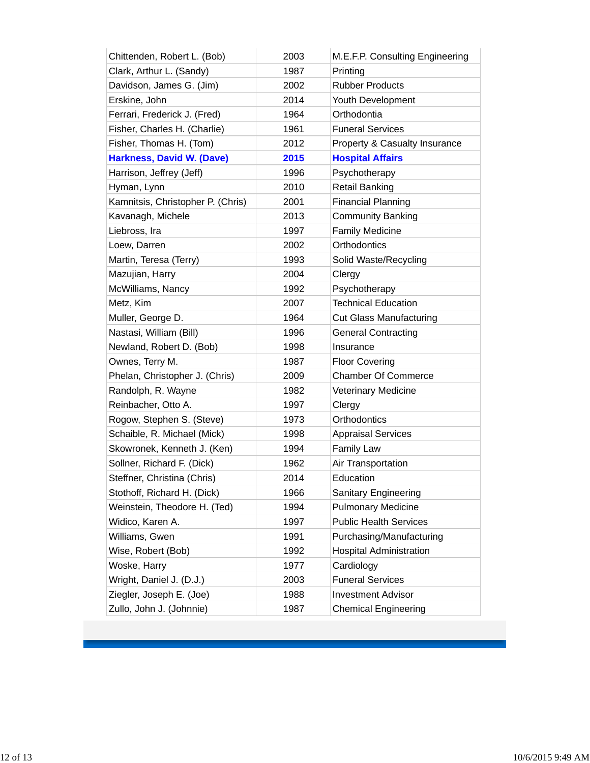| | | |
|---|---|---|
| Chittenden, Robert L. (Bob) | 2003 | M.E.F.P. Consulting Engineering |
| Clark, Arthur L. (Sandy) | 1987 | Printing |
| Davidson, James G. (Jim) | 2002 | Rubber Products |
| Erskine, John | 2014 | Youth Development |
| Ferrari, Frederick J. (Fred) | 1964 | Orthodontia |
| Fisher, Charles H. (Charlie) | 1961 | Funeral Services |
| Fisher, Thomas H. (Tom) | 2012 | Property & Casualty Insurance |
| **Harkness, David W. (Dave)** | **2015** | **Hospital Affairs** |
| Harrison, Jeffrey (Jeff) | 1996 | Psychotherapy |
| Hyman, Lynn | 2010 | Retail Banking |
| Kamnitsis, Christopher P. (Chris) | 2001 | Financial Planning |
| Kavanagh, Michele | 2013 | Community Banking |
| Liebross, Ira | 1997 | Family Medicine |
| Loew, Darren | 2002 | Orthodontics |
| Martin, Teresa (Terry) | 1993 | Solid Waste/Recycling |
| Mazujian, Harry | 2004 | Clergy |
| McWilliams, Nancy | 1992 | Psychotherapy |
| Metz, Kim | 2007 | Technical Education |
| Muller, George D. | 1964 | Cut Glass Manufacturing |
| Nastasi, William (Bill) | 1996 | General Contracting |
| Newland, Robert D. (Bob) | 1998 | Insurance |
| Ownes, Terry M. | 1987 | Floor Covering |
| Phelan, Christopher J. (Chris) | 2009 | Chamber Of Commerce |
| Randolph, R. Wayne | 1982 | Veterinary Medicine |
| Reinbacher, Otto A. | 1997 | Clergy |
| Rogow, Stephen S. (Steve) | 1973 | Orthodontics |
| Schaible, R. Michael (Mick) | 1998 | Appraisal Services |
| Skowronek, Kenneth J. (Ken) | 1994 | Family Law |
| Sollner, Richard F. (Dick) | 1962 | Air Transportation |
| Steffner, Christina (Chris) | 2014 | Education |
| Stothoff, Richard H. (Dick) | 1966 | Sanitary Engineering |
| Weinstein, Theodore H. (Ted) | 1994 | Pulmonary Medicine |
| Widico, Karen A. | 1997 | Public Health Services |
| Williams, Gwen | 1991 | Purchasing/Manufacturing |
| Wise, Robert (Bob) | 1992 | Hospital Administration |
| Woske, Harry | 1977 | Cardiology |
| Wright, Daniel J. (D.J.) | 2003 | Funeral Services |
| Ziegler, Joseph E. (Joe) | 1988 | Investment Advisor |
| Zullo, John J. (Johnnie) | 1987 | Chemical Engineering |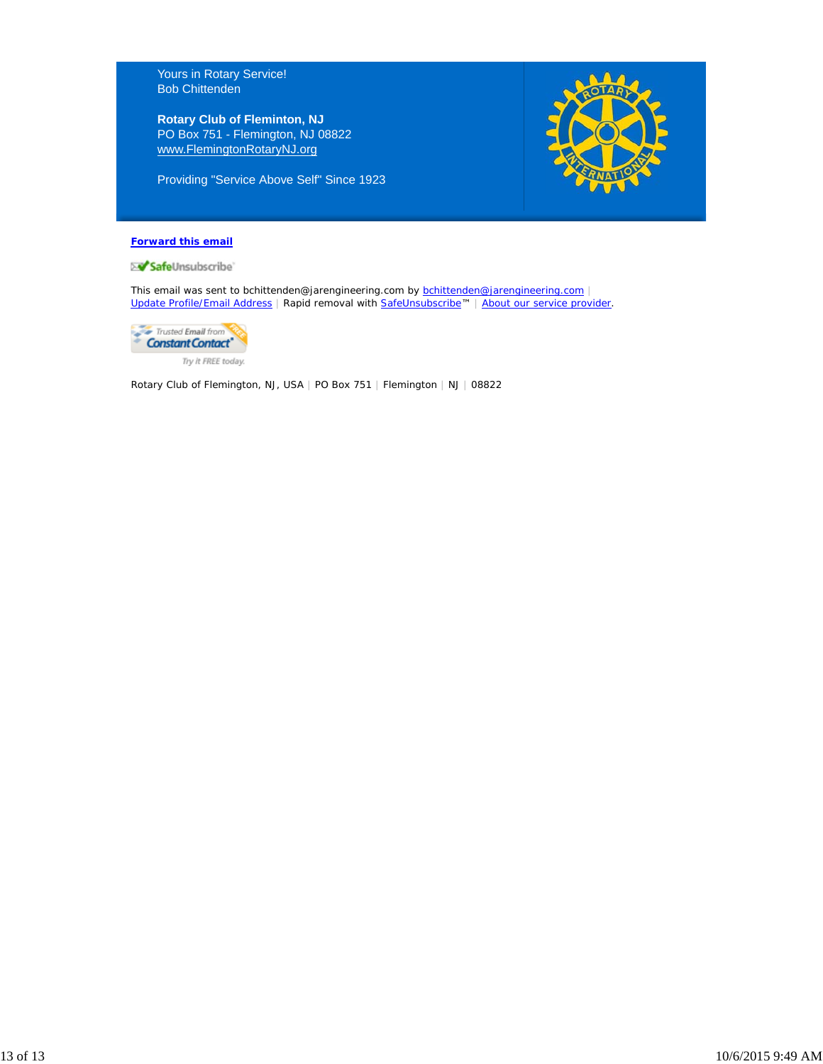Yours in Rotary Service!
Bob Chittenden

**Rotary Club of Fleminton, NJ**
PO Box 751 - Flemington, NJ 08822
www.FlemingtonRotaryNJ.org

Providing "Service Above Self" Since 1923

**Forward this email**

SafeUnsubscribe

This email was sent to bchittenden@jarengineering.com by bchittenden@jarengineering.com | Update Profile/Email Address | Rapid removal with SafeUnsubscribe™ | About our service provider.

Trusted Email from Constant Contact
Try it FREE today.

Rotary Club of Flemington, NJ, USA | PO Box 751 | Flemington | NJ | 08822